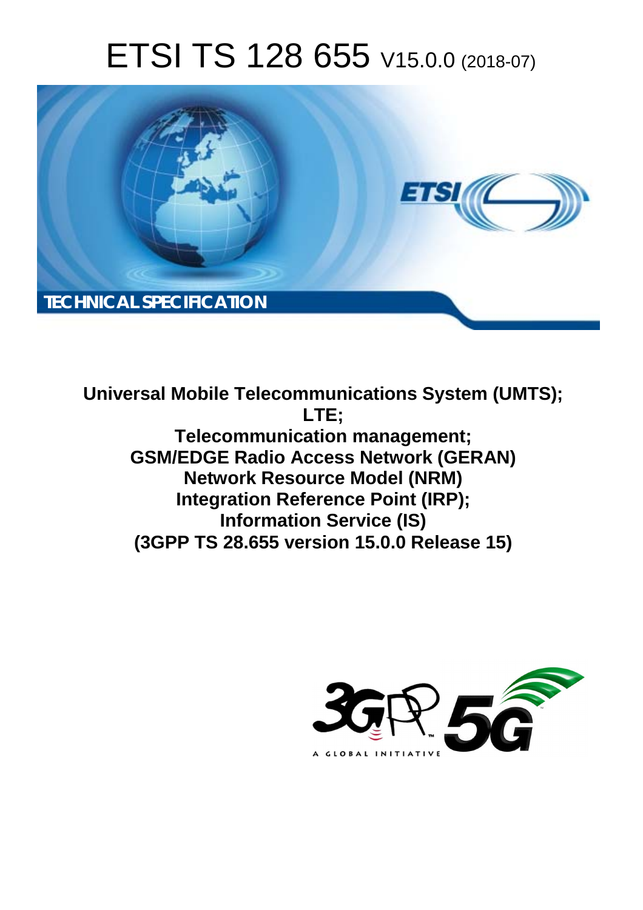# ETSI TS 128 655 V15.0.0 (2018-07)

**TECHNICAL SPECIFICATION**

**Universal Mobile Telecommunications System (UMTS);**
**LTE;**
**Telecommunication management;**
**GSM/EDGE Radio Access Network (GERAN)**
**Network Resource Model (NRM)**
**Integration Reference Point (IRP);**
**Information Service (IS)**
**(3GPP TS 28.655 version 15.0.0 Release 15)**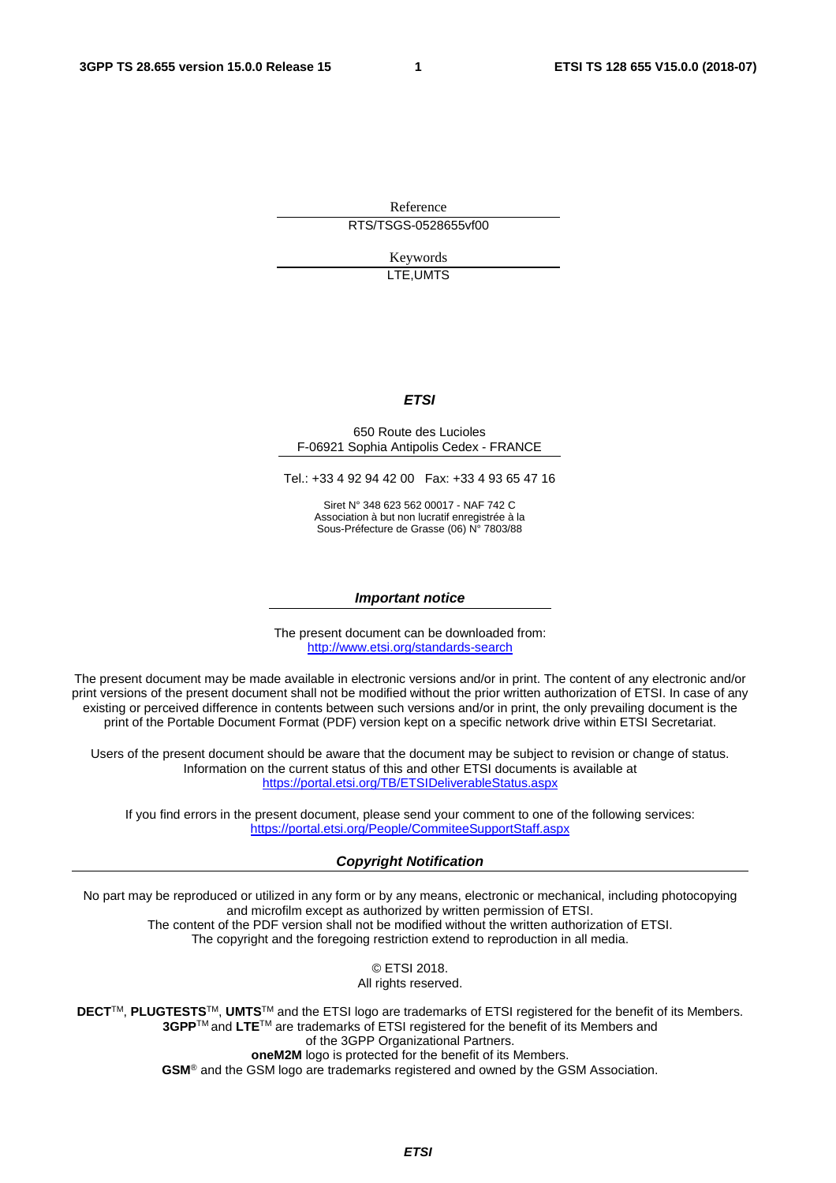Reference

RTS/TSGS-0528655vf00

Keywords

LTE,UMTS

***ETSI***

650 Route des Lucioles
F-06921 Sophia Antipolis Cedex - FRANCE

Tel.: +33 4 92 94 42 00   Fax: +33 4 93 65 47 16

Siret N° 348 623 562 00017 - NAF 742 C
Association à but non lucratif enregistrée à la
Sous-Préfecture de Grasse (06) N° 7803/88

***Important notice***

The present document can be downloaded from:
http://www.etsi.org/standards-search

The present document may be made available in electronic versions and/or in print. The content of any electronic and/or print versions of the present document shall not be modified without the prior written authorization of ETSI. In case of any existing or perceived difference in contents between such versions and/or in print, the only prevailing document is the print of the Portable Document Format (PDF) version kept on a specific network drive within ETSI Secretariat.

Users of the present document should be aware that the document may be subject to revision or change of status. Information on the current status of this and other ETSI documents is available at
https://portal.etsi.org/TB/ETSIDeliverableStatus.aspx

If you find errors in the present document, please send your comment to one of the following services:
https://portal.etsi.org/People/CommiteeSupportStaff.aspx

***Copyright Notification***

No part may be reproduced or utilized in any form or by any means, electronic or mechanical, including photocopying and microfilm except as authorized by written permission of ETSI.
The content of the PDF version shall not be modified without the written authorization of ETSI.
The copyright and the foregoing restriction extend to reproduction in all media.

© ETSI 2018.
All rights reserved.

**DECT**™, **PLUGTESTS**™, **UMTS**™ and the ETSI logo are trademarks of ETSI registered for the benefit of its Members.
**3GPP**™ and **LTE**™ are trademarks of ETSI registered for the benefit of its Members and
of the 3GPP Organizational Partners.
**oneM2M** logo is protected for the benefit of its Members.
**GSM**® and the GSM logo are trademarks registered and owned by the GSM Association.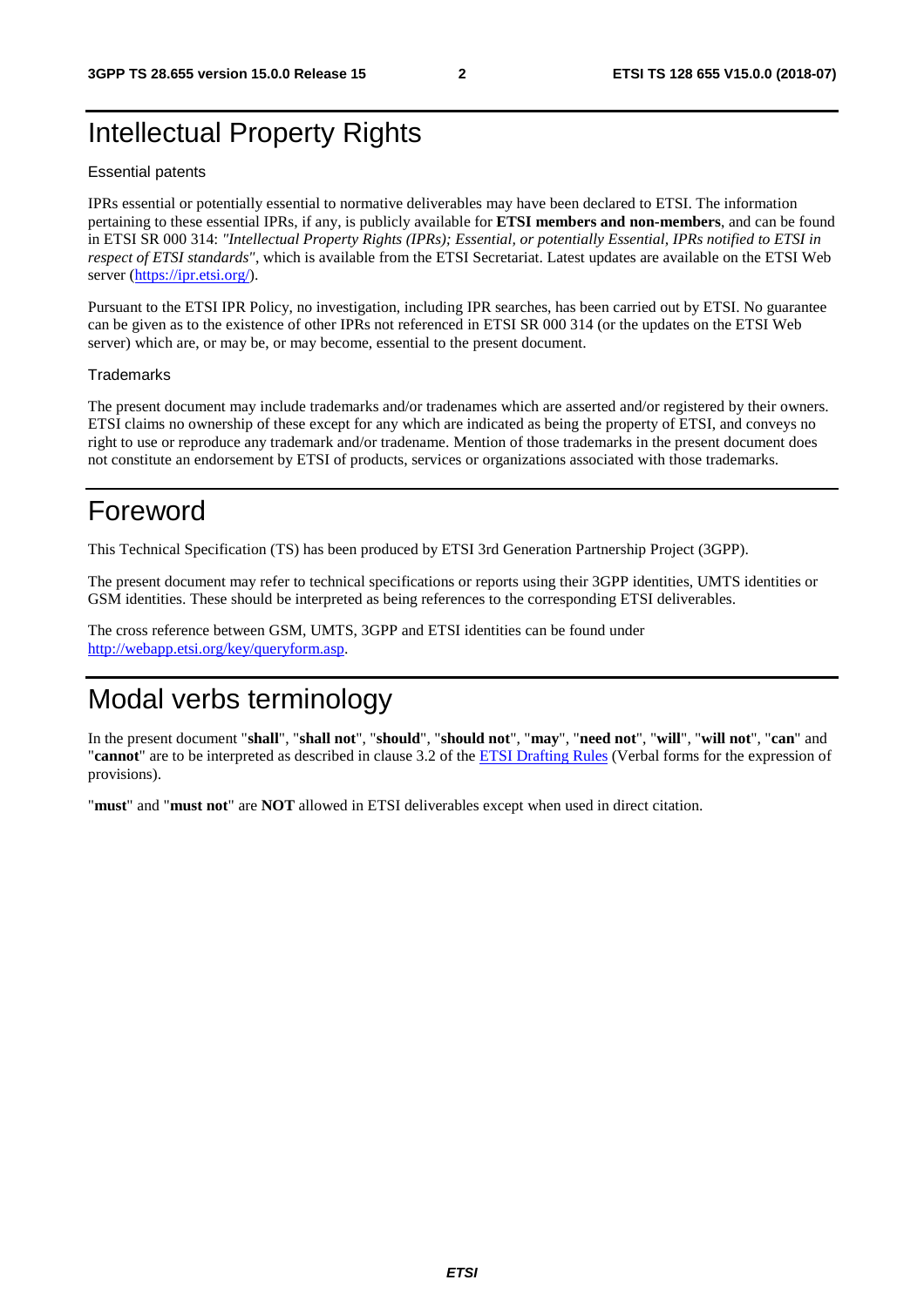# Intellectual Property Rights

Essential patents

IPRs essential or potentially essential to normative deliverables may have been declared to ETSI. The information pertaining to these essential IPRs, if any, is publicly available for **ETSI members and non-members**, and can be found in ETSI SR 000 314: *"Intellectual Property Rights (IPRs); Essential, or potentially Essential, IPRs notified to ETSI in respect of ETSI standards"*, which is available from the ETSI Secretariat. Latest updates are available on the ETSI Web server (https://ipr.etsi.org/).

Pursuant to the ETSI IPR Policy, no investigation, including IPR searches, has been carried out by ETSI. No guarantee can be given as to the existence of other IPRs not referenced in ETSI SR 000 314 (or the updates on the ETSI Web server) which are, or may be, or may become, essential to the present document.

Trademarks

The present document may include trademarks and/or tradenames which are asserted and/or registered by their owners. ETSI claims no ownership of these except for any which are indicated as being the property of ETSI, and conveys no right to use or reproduce any trademark and/or tradename. Mention of those trademarks in the present document does not constitute an endorsement by ETSI of products, services or organizations associated with those trademarks.

# Foreword

This Technical Specification (TS) has been produced by ETSI 3rd Generation Partnership Project (3GPP).

The present document may refer to technical specifications or reports using their 3GPP identities, UMTS identities or GSM identities. These should be interpreted as being references to the corresponding ETSI deliverables.

The cross reference between GSM, UMTS, 3GPP and ETSI identities can be found under http://webapp.etsi.org/key/queryform.asp.

# Modal verbs terminology

In the present document "**shall**", "**shall not**", "**should**", "**should not**", "**may**", "**need not**", "**will**", "**will not**", "**can**" and "**cannot**" are to be interpreted as described in clause 3.2 of the ETSI Drafting Rules (Verbal forms for the expression of provisions).

"**must**" and "**must not**" are **NOT** allowed in ETSI deliverables except when used in direct citation.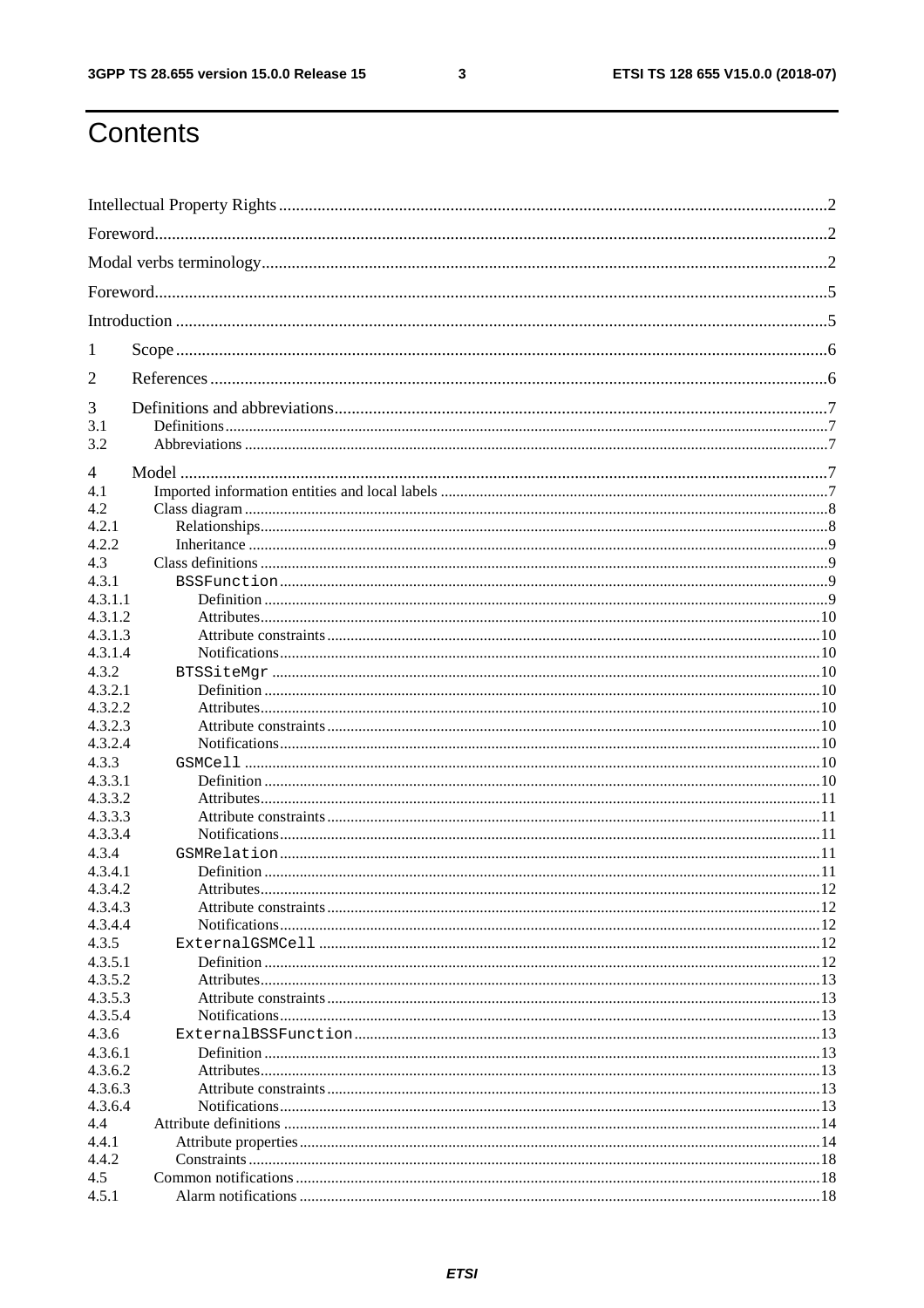# Contents

Intellectual Property Rights ..... 2
Foreword ..... 2
Modal verbs terminology ..... 2
Foreword ..... 5
Introduction ..... 5
1 Scope ..... 6
2 References ..... 6
3 Definitions and abbreviations ..... 7
3.1 Definitions ..... 7
3.2 Abbreviations ..... 7
4 Model ..... 7
4.1 Imported information entities and local labels ..... 7
4.2 Class diagram ..... 8
4.2.1 Relationships ..... 8
4.2.2 Inheritance ..... 9
4.3 Class definitions ..... 9
4.3.1 `BSSFunction` ..... 9
4.3.1.1 Definition ..... 9
4.3.1.2 Attributes ..... 10
4.3.1.3 Attribute constraints ..... 10
4.3.1.4 Notifications ..... 10
4.3.2 `BTSSiteMgr` ..... 10
4.3.2.1 Definition ..... 10
4.3.2.2 Attributes ..... 10
4.3.2.3 Attribute constraints ..... 10
4.3.2.4 Notifications ..... 10
4.3.3 `GSMCell` ..... 10
4.3.3.1 Definition ..... 10
4.3.3.2 Attributes ..... 11
4.3.3.3 Attribute constraints ..... 11
4.3.3.4 Notifications ..... 11
4.3.4 `GSMRelation` ..... 11
4.3.4.1 Definition ..... 11
4.3.4.2 Attributes ..... 12
4.3.4.3 Attribute constraints ..... 12
4.3.4.4 Notifications ..... 12
4.3.5 `ExternalGSMCell` ..... 12
4.3.5.1 Definition ..... 12
4.3.5.2 Attributes ..... 13
4.3.5.3 Attribute constraints ..... 13
4.3.5.4 Notifications ..... 13
4.3.6 `ExternalBSSFunction` ..... 13
4.3.6.1 Definition ..... 13
4.3.6.2 Attributes ..... 13
4.3.6.3 Attribute constraints ..... 13
4.3.6.4 Notifications ..... 13
4.4 Attribute definitions ..... 14
4.4.1 Attribute properties ..... 14
4.4.2 Constraints ..... 18
4.5 Common notifications ..... 18
4.5.1 Alarm notifications ..... 18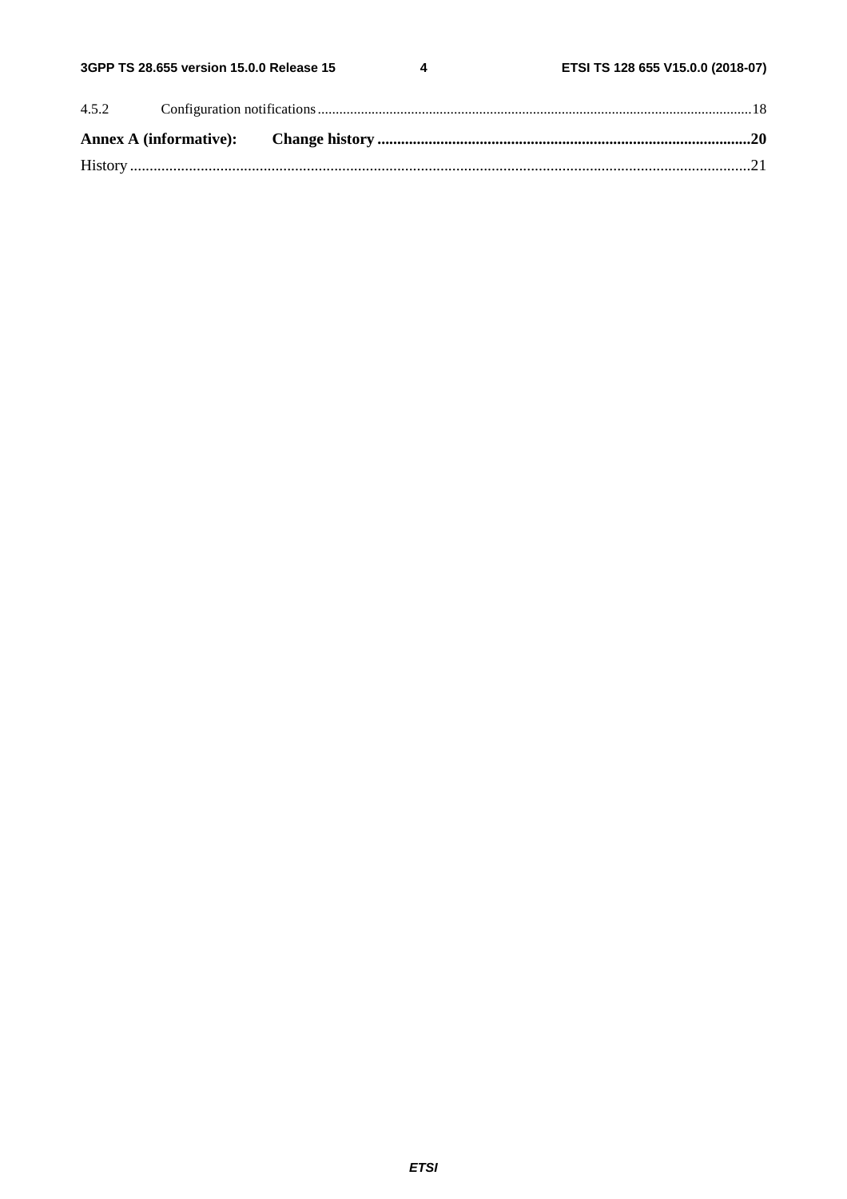4.5.2 Configuration notifications ........................................................................................................................18

**Annex A (informative): Change history ...............................................................................................20**

History .............................................................................................................................................................21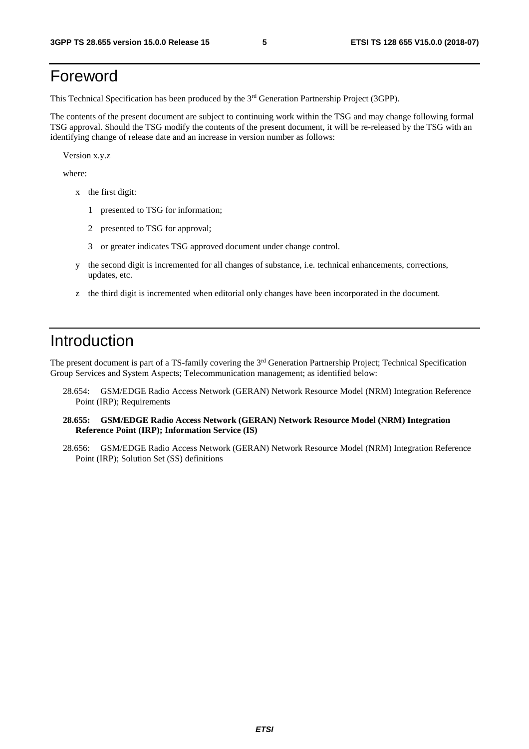# Foreword

This Technical Specification has been produced by the 3rd Generation Partnership Project (3GPP).

The contents of the present document are subject to continuing work within the TSG and may change following formal TSG approval. Should the TSG modify the contents of the present document, it will be re-released by the TSG with an identifying change of release date and an increase in version number as follows:

Version x.y.z

where:

- x the first digit:
  - 1 presented to TSG for information;
  - 2 presented to TSG for approval;
  - 3 or greater indicates TSG approved document under change control.
- y the second digit is incremented for all changes of substance, i.e. technical enhancements, corrections, updates, etc.
- z the third digit is incremented when editorial only changes have been incorporated in the document.

# Introduction

The present document is part of a TS-family covering the 3rd Generation Partnership Project; Technical Specification Group Services and System Aspects; Telecommunication management; as identified below:

28.654: GSM/EDGE Radio Access Network (GERAN) Network Resource Model (NRM) Integration Reference Point (IRP); Requirements

**28.655: GSM/EDGE Radio Access Network (GERAN) Network Resource Model (NRM) Integration Reference Point (IRP); Information Service (IS)**

28.656: GSM/EDGE Radio Access Network (GERAN) Network Resource Model (NRM) Integration Reference Point (IRP); Solution Set (SS) definitions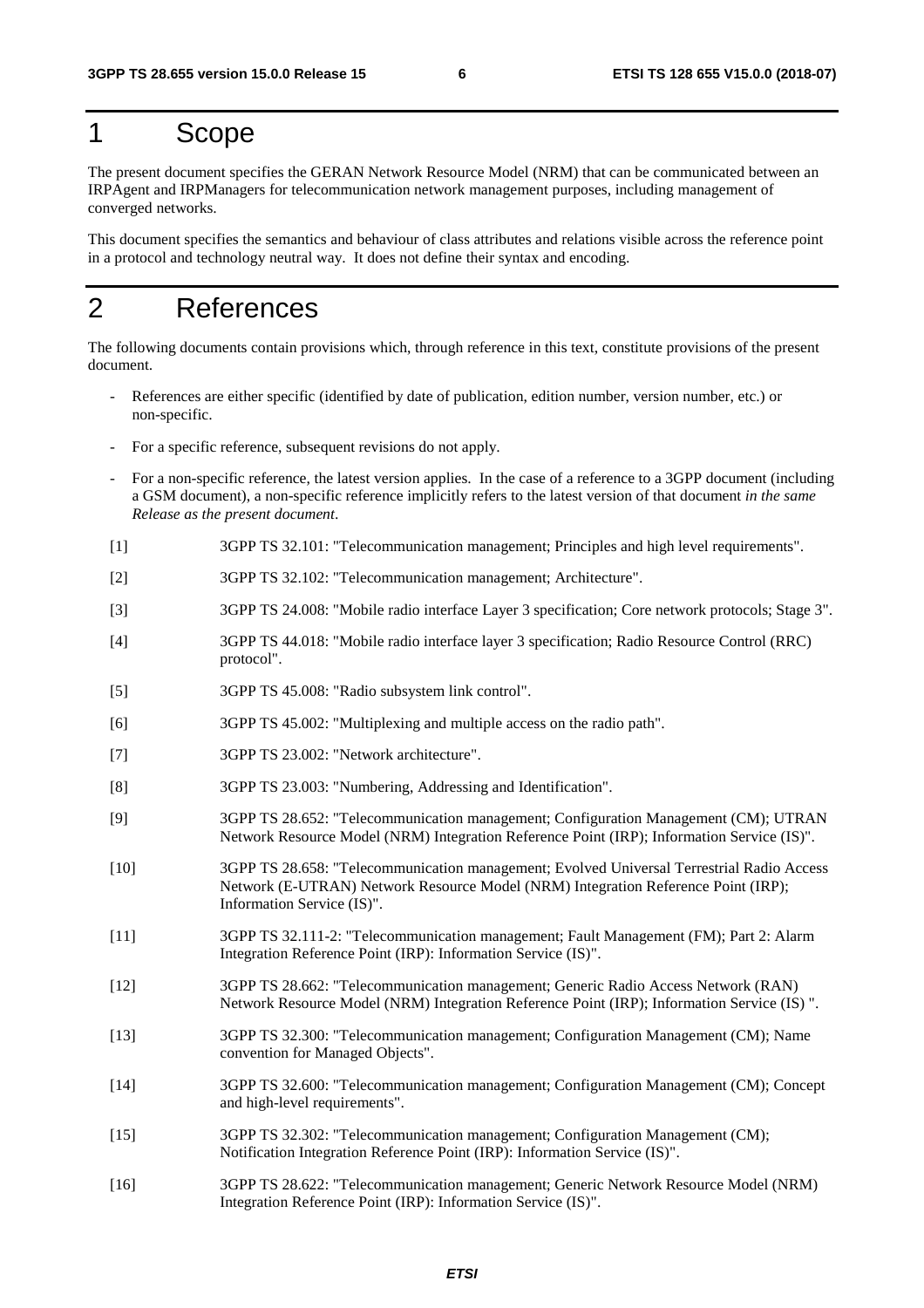# 1 Scope

The present document specifies the GERAN Network Resource Model (NRM) that can be communicated between an IRPAgent and IRPManagers for telecommunication network management purposes, including management of converged networks.

This document specifies the semantics and behaviour of class attributes and relations visible across the reference point in a protocol and technology neutral way. It does not define their syntax and encoding.

# 2 References

The following documents contain provisions which, through reference in this text, constitute provisions of the present document.

- References are either specific (identified by date of publication, edition number, version number, etc.) or non-specific.
- For a specific reference, subsequent revisions do not apply.
- For a non-specific reference, the latest version applies. In the case of a reference to a 3GPP document (including a GSM document), a non-specific reference implicitly refers to the latest version of that document *in the same Release as the present document*.

[1] 3GPP TS 32.101: "Telecommunication management; Principles and high level requirements".

[2] 3GPP TS 32.102: "Telecommunication management; Architecture".

[3] 3GPP TS 24.008: "Mobile radio interface Layer 3 specification; Core network protocols; Stage 3".

[4] 3GPP TS 44.018: "Mobile radio interface layer 3 specification; Radio Resource Control (RRC) protocol".

[5] 3GPP TS 45.008: "Radio subsystem link control".

[6] 3GPP TS 45.002: "Multiplexing and multiple access on the radio path".

[7] 3GPP TS 23.002: "Network architecture".

[8] 3GPP TS 23.003: "Numbering, Addressing and Identification".

[9] 3GPP TS 28.652: "Telecommunication management; Configuration Management (CM); UTRAN Network Resource Model (NRM) Integration Reference Point (IRP); Information Service (IS)".

[10] 3GPP TS 28.658: "Telecommunication management; Evolved Universal Terrestrial Radio Access Network (E-UTRAN) Network Resource Model (NRM) Integration Reference Point (IRP); Information Service (IS)".

[11] 3GPP TS 32.111-2: "Telecommunication management; Fault Management (FM); Part 2: Alarm Integration Reference Point (IRP): Information Service (IS)".

[12] 3GPP TS 28.662: "Telecommunication management; Generic Radio Access Network (RAN) Network Resource Model (NRM) Integration Reference Point (IRP); Information Service (IS) ".

[13] 3GPP TS 32.300: "Telecommunication management; Configuration Management (CM); Name convention for Managed Objects".

[14] 3GPP TS 32.600: "Telecommunication management; Configuration Management (CM); Concept and high-level requirements".

[15] 3GPP TS 32.302: "Telecommunication management; Configuration Management (CM); Notification Integration Reference Point (IRP): Information Service (IS)".

[16] 3GPP TS 28.622: "Telecommunication management; Generic Network Resource Model (NRM) Integration Reference Point (IRP); Information Service (IS)".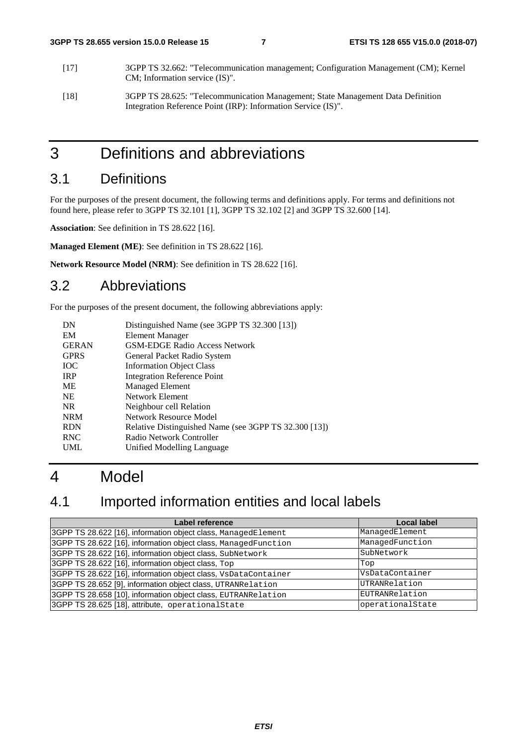[17] 3GPP TS 32.662: "Telecommunication management; Configuration Management (CM); Kernel CM; Information service (IS)".

[18] 3GPP TS 28.625: "Telecommunication Management; State Management Data Definition Integration Reference Point (IRP): Information Service (IS)".

# 3 Definitions and abbreviations

## 3.1 Definitions

For the purposes of the present document, the following terms and definitions apply. For terms and definitions not found here, please refer to 3GPP TS 32.101 [1], 3GPP TS 32.102 [2] and 3GPP TS 32.600 [14].

**Association**: See definition in TS 28.622 [16].

**Managed Element (ME)**: See definition in TS 28.622 [16].

**Network Resource Model (NRM)**: See definition in TS 28.622 [16].

## 3.2 Abbreviations

For the purposes of the present document, the following abbreviations apply:

| | |
|---|---|
| DN | Distinguished Name (see 3GPP TS 32.300 [13]) |
| EM | Element Manager |
| GERAN | GSM-EDGE Radio Access Network |
| GPRS | General Packet Radio System |
| IOC | Information Object Class |
| IRP | Integration Reference Point |
| ME | Managed Element |
| NE | Network Element |
| NR | Neighbour cell Relation |
| NRM | Network Resource Model |
| RDN | Relative Distinguished Name (see 3GPP TS 32.300 [13]) |
| RNC | Radio Network Controller |
| UML | Unified Modelling Language |

# 4 Model

## 4.1 Imported information entities and local labels

| Label reference | Local label |
|---|---|
| 3GPP TS 28.622 [16], information object class, ManagedElement | ManagedElement |
| 3GPP TS 28.622 [16], information object class, ManagedFunction | ManagedFunction |
| 3GPP TS 28.622 [16], information object class, SubNetwork | SubNetwork |
| 3GPP TS 28.622 [16], information object class, Top | Top |
| 3GPP TS 28.622 [16], information object class, VsDataContainer | VsDataContainer |
| 3GPP TS 28.652 [9], information object class, UTRANRelation | UTRANRelation |
| 3GPP TS 28.658 [10], information object class, EUTRANRelation | EUTRANRelation |
| 3GPP TS 28.625 [18], attribute, operationalState | operationalState |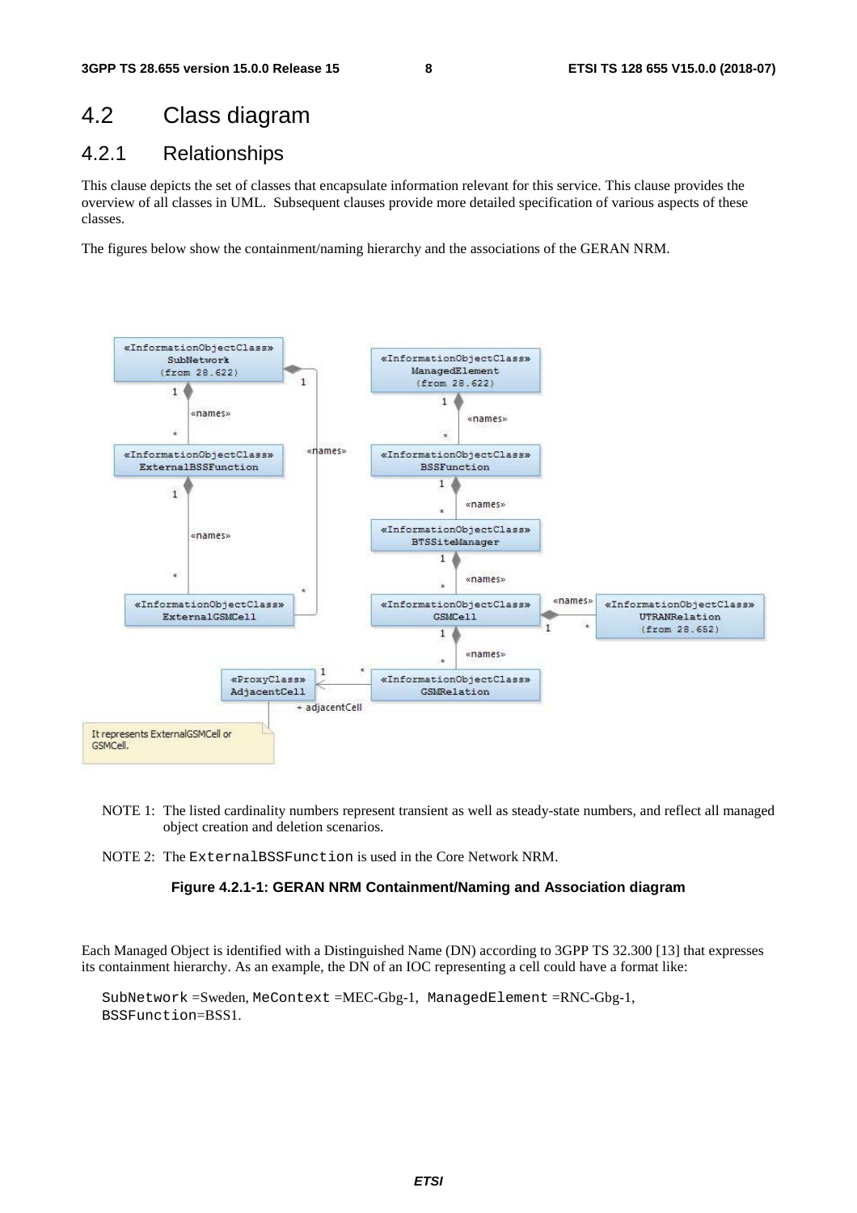## 4.2 Class diagram

### 4.2.1 Relationships

This clause depicts the set of classes that encapsulate information relevant for this service. This clause provides the overview of all classes in UML. Subsequent clauses provide more detailed specification of various aspects of these classes.

The figures below show the containment/naming hierarchy and the associations of the GERAN NRM.

NOTE 1: The listed cardinality numbers represent transient as well as steady-state numbers, and reflect all managed object creation and deletion scenarios.

NOTE 2: The ExternalBSSFunction is used in the Core Network NRM.

**Figure 4.2.1-1: GERAN NRM Containment/Naming and Association diagram**

Each Managed Object is identified with a Distinguished Name (DN) according to 3GPP TS 32.300 [13] that expresses its containment hierarchy. As an example, the DN of an IOC representing a cell could have a format like:

SubNetwork =Sweden, MeContext =MEC-Gbg-1, ManagedElement =RNC-Gbg-1, BSSFunction=BSS1.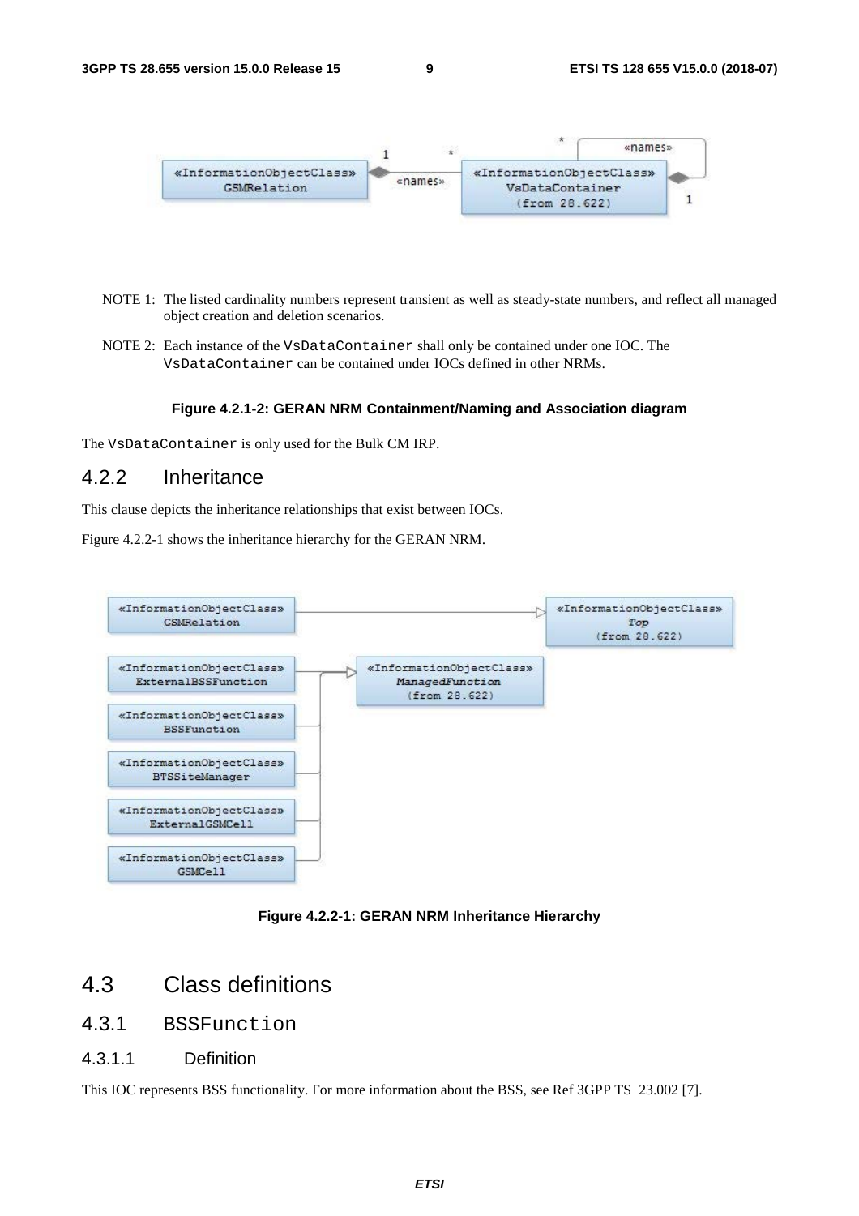NOTE 1: The listed cardinality numbers represent transient as well as steady-state numbers, and reflect all managed object creation and deletion scenarios.

NOTE 2: Each instance of the VsDataContainer shall only be contained under one IOC. The VsDataContainer can be contained under IOCs defined in other NRMs.

**Figure 4.2.1-2: GERAN NRM Containment/Naming and Association diagram**

The VsDataContainer is only used for the Bulk CM IRP.

### 4.2.2 Inheritance

This clause depicts the inheritance relationships that exist between IOCs.

Figure 4.2.2-1 shows the inheritance hierarchy for the GERAN NRM.

**Figure 4.2.2-1: GERAN NRM Inheritance Hierarchy**

## 4.3 Class definitions

### 4.3.1 BSSFunction

#### 4.3.1.1 Definition

This IOC represents BSS functionality. For more information about the BSS, see Ref 3GPP TS 23.002 [7].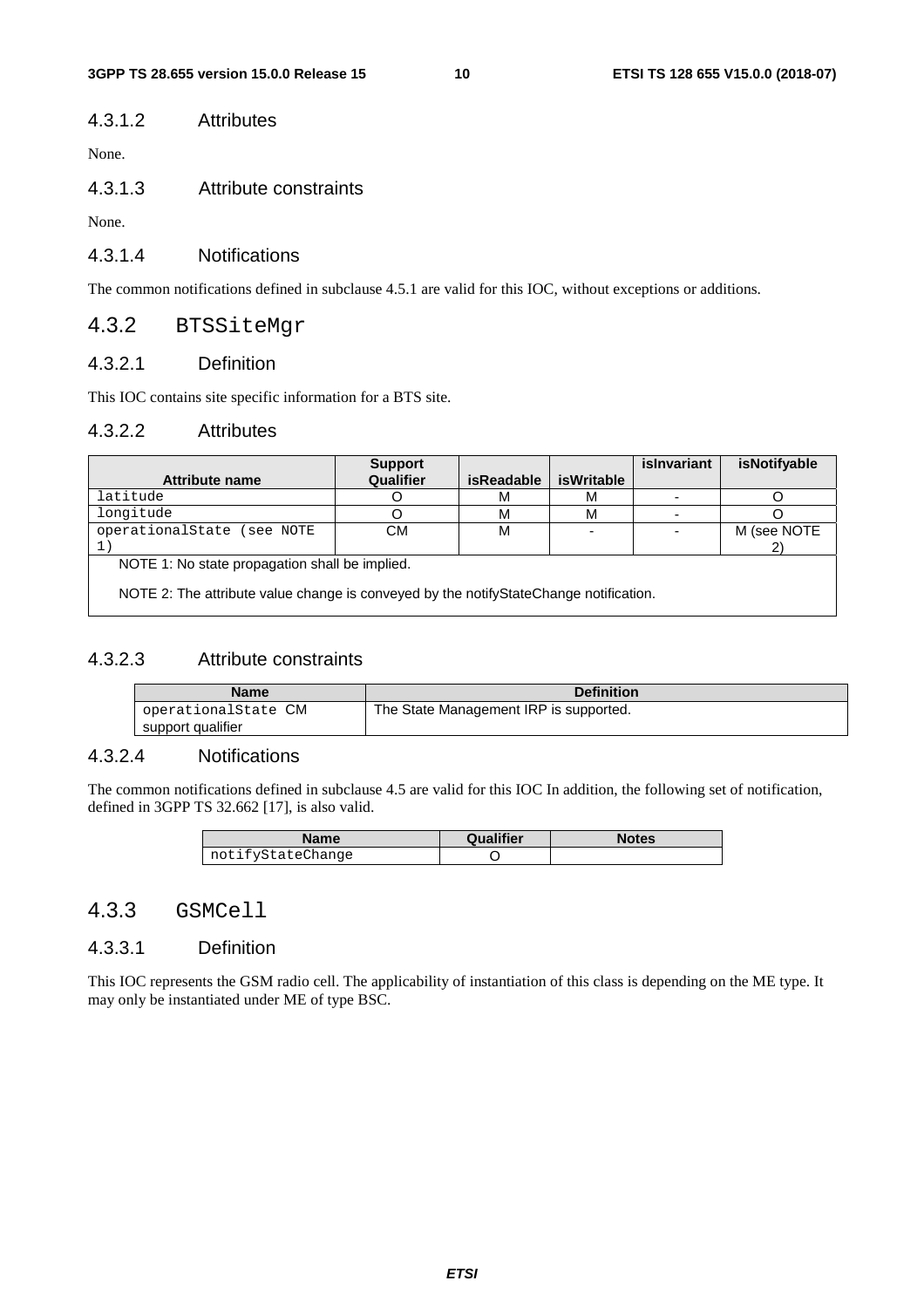#### 4.3.1.2 Attributes

None.

#### 4.3.1.3 Attribute constraints

None.

#### 4.3.1.4 Notifications

The common notifications defined in subclause 4.5.1 are valid for this IOC, without exceptions or additions.

### 4.3.2 BTSSiteMgr

#### 4.3.2.1 Definition

This IOC contains site specific information for a BTS site.

#### 4.3.2.2 Attributes

| Attribute name | Support Qualifier | isReadable | isWritable | isInvariant | isNotifyable |
|---|---|---|---|---|---|
| latitude | O | M | M | - | O |
| longitude | O | M | M | - | O |
| operationalState (see NOTE 1) | CM | M | - | - | M (see NOTE 2) |
| NOTE 1: No state propagation shall be implied.<br><br>NOTE 2: The attribute value change is conveyed by the notifyStateChange notification. | | | | | |

#### 4.3.2.3 Attribute constraints

| Name | Definition |
|---|---|
| operationalState CM support qualifier | The State Management IRP is supported. |

#### 4.3.2.4 Notifications

The common notifications defined in subclause 4.5 are valid for this IOC In addition, the following set of notification, defined in 3GPP TS 32.662 [17], is also valid.

| Name | Qualifier | Notes |
|---|---|---|
| notifyStateChange | O | |

### 4.3.3 GSMCell

#### 4.3.3.1 Definition

This IOC represents the GSM radio cell. The applicability of instantiation of this class is depending on the ME type. It may only be instantiated under ME of type BSC.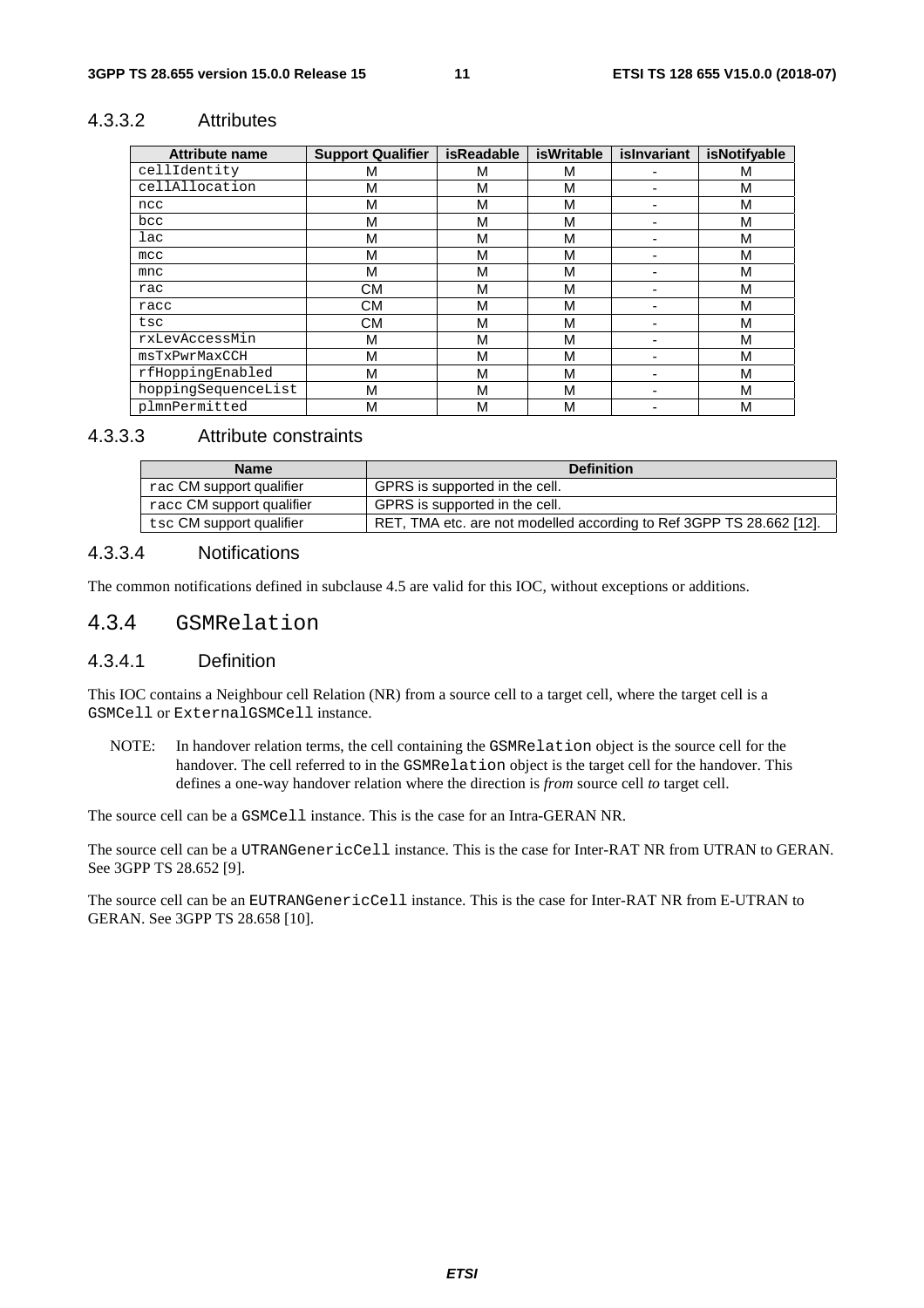#### 4.3.3.2 Attributes

| Attribute name | Support Qualifier | isReadable | isWritable | isInvariant | isNotifyable |
|---|---|---|---|---|---|
| cellIdentity | M | M | M | - | M |
| cellAllocation | M | M | M | - | M |
| ncc | M | M | M | - | M |
| bcc | M | M | M | - | M |
| lac | M | M | M | - | M |
| mcc | M | M | M | - | M |
| mnc | M | M | M | - | M |
| rac | CM | M | M | - | M |
| racc | CM | M | M | - | M |
| tsc | CM | M | M | - | M |
| rxLevAccessMin | M | M | M | - | M |
| msTxPwrMaxCCH | M | M | M | - | M |
| rfHoppingEnabled | M | M | M | - | M |
| hoppingSequenceList | M | M | M | - | M |
| plmnPermitted | M | M | M | - | M |

#### 4.3.3.3 Attribute constraints

| Name | Definition |
|---|---|
| rac CM support qualifier | GPRS is supported in the cell. |
| racc CM support qualifier | GPRS is supported in the cell. |
| tsc CM support qualifier | RET, TMA etc. are not modelled according to Ref 3GPP TS 28.662 [12]. |

#### 4.3.3.4 Notifications

The common notifications defined in subclause 4.5 are valid for this IOC, without exceptions or additions.

### 4.3.4 GSMRelation

#### 4.3.4.1 Definition

This IOC contains a Neighbour cell Relation (NR) from a source cell to a target cell, where the target cell is a GSMCell or ExternalGSMCell instance.

NOTE: In handover relation terms, the cell containing the GSMRelation object is the source cell for the handover. The cell referred to in the GSMRelation object is the target cell for the handover. This defines a one-way handover relation where the direction is *from* source cell *to* target cell.

The source cell can be a GSMCell instance. This is the case for an Intra-GERAN NR.

The source cell can be a UTRANGenericCell instance. This is the case for Inter-RAT NR from UTRAN to GERAN. See 3GPP TS 28.652 [9].

The source cell can be an EUTRANGenericCell instance. This is the case for Inter-RAT NR from E-UTRAN to GERAN. See 3GPP TS 28.658 [10].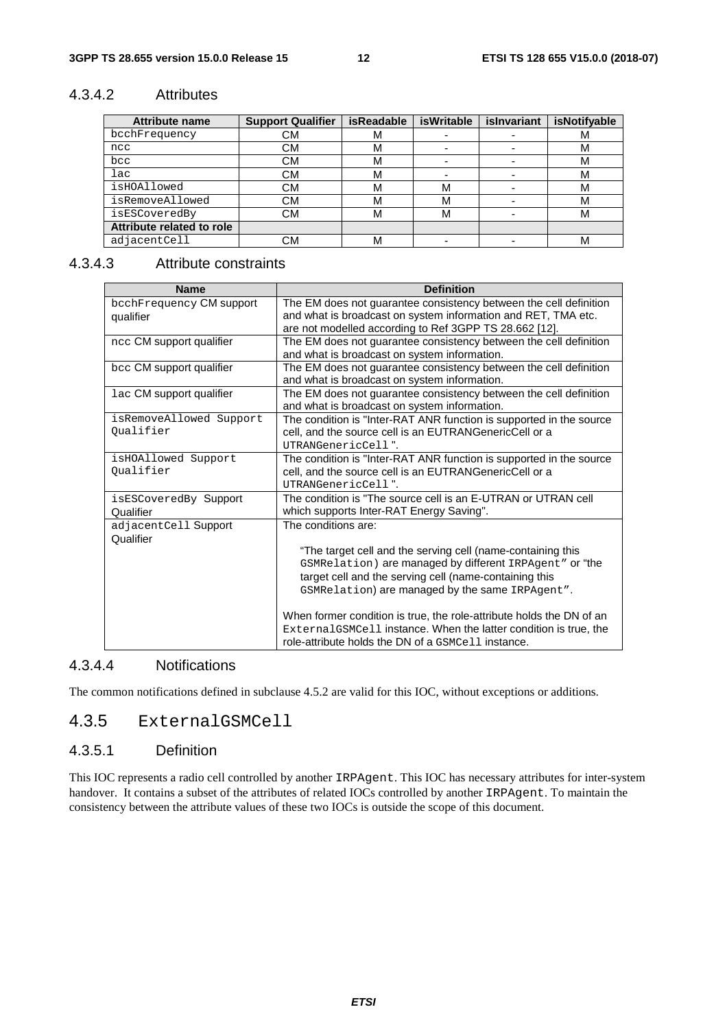#### 4.3.4.2 Attributes

| Attribute name | Support Qualifier | isReadable | isWritable | isInvariant | isNotifyable |
|---|---|---|---|---|---|
| bcchFrequency | CM | M | - | - | M |
| ncc | CM | M | - | - | M |
| bcc | CM | M | - | - | M |
| lac | CM | M | - | - | M |
| isHOAllowed | CM | M | M | - | M |
| isRemoveAllowed | CM | M | M | - | M |
| isESCoveredBy | CM | M | M | - | M |
| **Attribute related to role** | | | | | |
| adjacentCell | CM | M | - | - | M |

#### 4.3.4.3 Attribute constraints

| Name | Definition |
|---|---|
| bcchFrequency CM support qualifier | The EM does not guarantee consistency between the cell definition and what is broadcast on system information and RET, TMA etc. are not modelled according to Ref 3GPP TS 28.662 [12]. |
| ncc CM support qualifier | The EM does not guarantee consistency between the cell definition and what is broadcast on system information. |
| bcc CM support qualifier | The EM does not guarantee consistency between the cell definition and what is broadcast on system information. |
| lac CM support qualifier | The EM does not guarantee consistency between the cell definition and what is broadcast on system information. |
| isRemoveAllowed Support Qualifier | The condition is "Inter-RAT ANR function is supported in the source cell, and the source cell is an EUTRANGenericCell or a UTRANGenericCell ". |
| isHOAllowed Support Qualifier | The condition is "Inter-RAT ANR function is supported in the source cell, and the source cell is an EUTRANGenericCell or a UTRANGenericCell ". |
| isESCoveredBy Support Qualifier | The condition is "The source cell is an E-UTRAN or UTRAN cell which supports Inter-RAT Energy Saving". |
| adjacentCell Support Qualifier | The conditions are: "The target cell and the serving cell (name-containing this GSMRelation) are managed by different IRPAgent" or "the target cell and the serving cell (name-containing this GSMRelation) are managed by the same IRPAgent". When former condition is true, the role-attribute holds the DN of an ExternalGSMCell instance. When the latter condition is true, the role-attribute holds the DN of a GSMCell instance. |

#### 4.3.4.4 Notifications

The common notifications defined in subclause 4.5.2 are valid for this IOC, without exceptions or additions.

### 4.3.5 ExternalGSMCell

#### 4.3.5.1 Definition

This IOC represents a radio cell controlled by another IRPAgent. This IOC has necessary attributes for inter-system handover. It contains a subset of the attributes of related IOCs controlled by another IRPAgent. To maintain the consistency between the attribute values of these two IOCs is outside the scope of this document.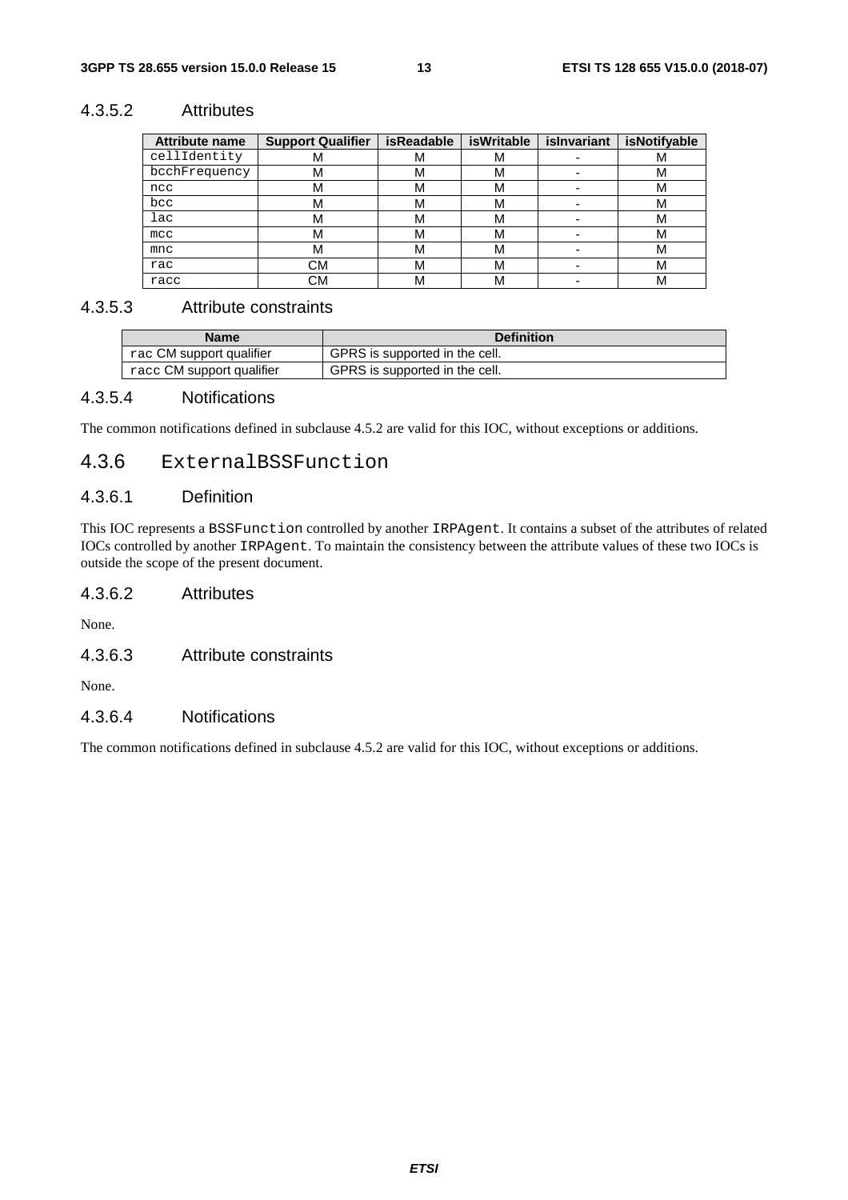#### 4.3.5.2 Attributes

| Attribute name | Support Qualifier | isReadable | isWritable | isInvariant | isNotifyable |
|---|---|---|---|---|---|
| cellIdentity | M | M | M | - | M |
| bcchFrequency | M | M | M | - | M |
| ncc | M | M | M | - | M |
| bcc | M | M | M | - | M |
| lac | M | M | M | - | M |
| mcc | M | M | M | - | M |
| mnc | M | M | M | - | M |
| rac | CM | M | M | - | M |
| racc | CM | M | M | - | M |

#### 4.3.5.3 Attribute constraints

| Name | Definition |
|---|---|
| rac CM support qualifier | GPRS is supported in the cell. |
| racc CM support qualifier | GPRS is supported in the cell. |

#### 4.3.5.4 Notifications

The common notifications defined in subclause 4.5.2 are valid for this IOC, without exceptions or additions.

### 4.3.6 ExternalBSSFunction

#### 4.3.6.1 Definition

This IOC represents a BSSFunction controlled by another IRPAgent. It contains a subset of the attributes of related IOCs controlled by another IRPAgent. To maintain the consistency between the attribute values of these two IOCs is outside the scope of the present document.

#### 4.3.6.2 Attributes

None.

#### 4.3.6.3 Attribute constraints

None.

#### 4.3.6.4 Notifications

The common notifications defined in subclause 4.5.2 are valid for this IOC, without exceptions or additions.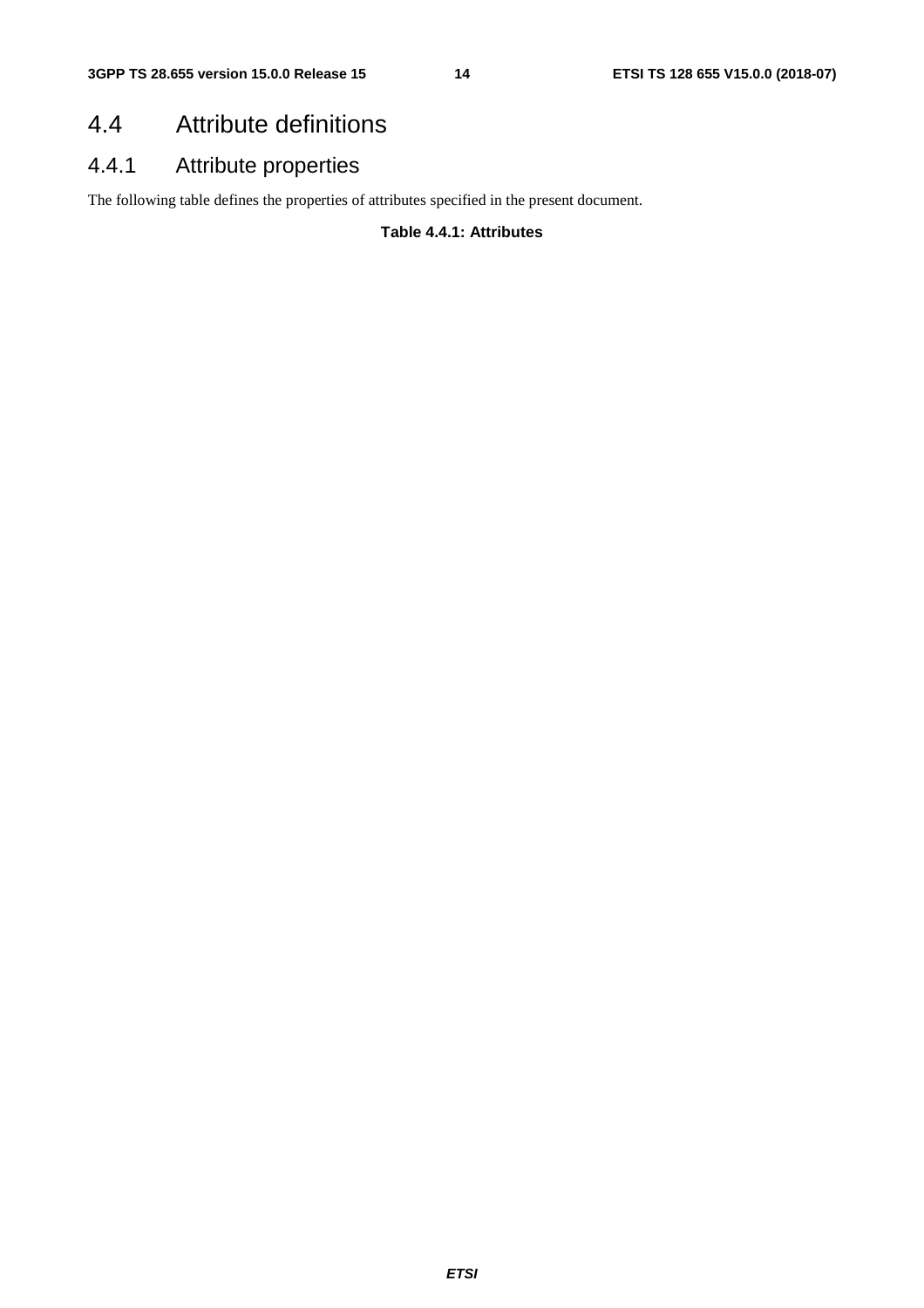## 4.4 Attribute definitions

### 4.4.1 Attribute properties

The following table defines the properties of attributes specified in the present document.

**Table 4.4.1: Attributes**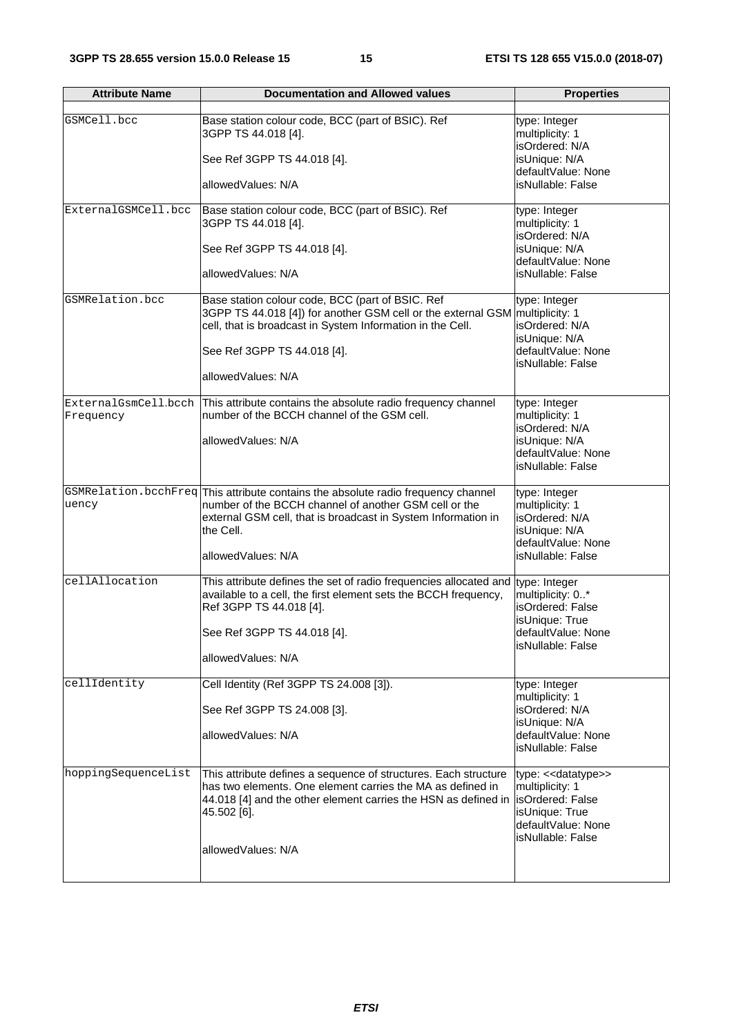| Attribute Name | Documentation and Allowed values | Properties |
|---|---|---|
| | | |
| GSMCell.bcc | Base station colour code, BCC (part of BSIC). Ref 3GPP TS 44.018 [4].<br><br>See Ref 3GPP TS 44.018 [4].<br><br>allowedValues: N/A | type: Integer<br>multiplicity: 1<br>isOrdered: N/A<br>isUnique: N/A<br>defaultValue: None<br>isNullable: False |
| ExternalGSMCell.bcc | Base station colour code, BCC (part of BSIC). Ref 3GPP TS 44.018 [4].<br><br>See Ref 3GPP TS 44.018 [4].<br><br>allowedValues: N/A | type: Integer<br>multiplicity: 1<br>isOrdered: N/A<br>isUnique: N/A<br>defaultValue: None<br>isNullable: False |
| GSMRelation.bcc | Base station colour code, BCC (part of BSIC. Ref 3GPP TS 44.018 [4]) for another GSM cell or the external GSM cell, that is broadcast in System Information in the Cell.<br><br>See Ref 3GPP TS 44.018 [4].<br><br>allowedValues: N/A | type: Integer<br>multiplicity: 1<br>isOrdered: N/A<br>isUnique: N/A<br>defaultValue: None<br>isNullable: False |
| ExternalGsmCell.bcchFrequency | This attribute contains the absolute radio frequency channel number of the BCCH channel of the GSM cell.<br><br>allowedValues: N/A | type: Integer<br>multiplicity: 1<br>isOrdered: N/A<br>isUnique: N/A<br>defaultValue: None<br>isNullable: False |
| GSMRelation.bcchFrequency | This attribute contains the absolute radio frequency channel number of the BCCH channel of another GSM cell or the external GSM cell, that is broadcast in System Information in the Cell.<br><br>allowedValues: N/A | type: Integer<br>multiplicity: 1<br>isOrdered: N/A<br>isUnique: N/A<br>defaultValue: None<br>isNullable: False |
| cellAllocation | This attribute defines the set of radio frequencies allocated and available to a cell, the first element sets the BCCH frequency, Ref 3GPP TS 44.018 [4].<br><br>See Ref 3GPP TS 44.018 [4].<br><br>allowedValues: N/A | type: Integer<br>multiplicity: 0..*<br>isOrdered: False<br>isUnique: True<br>defaultValue: None<br>isNullable: False |
| cellIdentity | Cell Identity (Ref 3GPP TS 24.008 [3]).<br><br>See Ref 3GPP TS 24.008 [3].<br><br>allowedValues: N/A | type: Integer<br>multiplicity: 1<br>isOrdered: N/A<br>isUnique: N/A<br>defaultValue: None<br>isNullable: False |
| hoppingSequenceList | This attribute defines a sequence of structures. Each structure has two elements. One element carries the MA as defined in 44.018 [4] and the other element carries the HSN as defined in 45.502 [6].<br><br>allowedValues: N/A | type: <<datatype>><br>multiplicity: 1<br>isOrdered: False<br>isUnique: True<br>defaultValue: None<br>isNullable: False |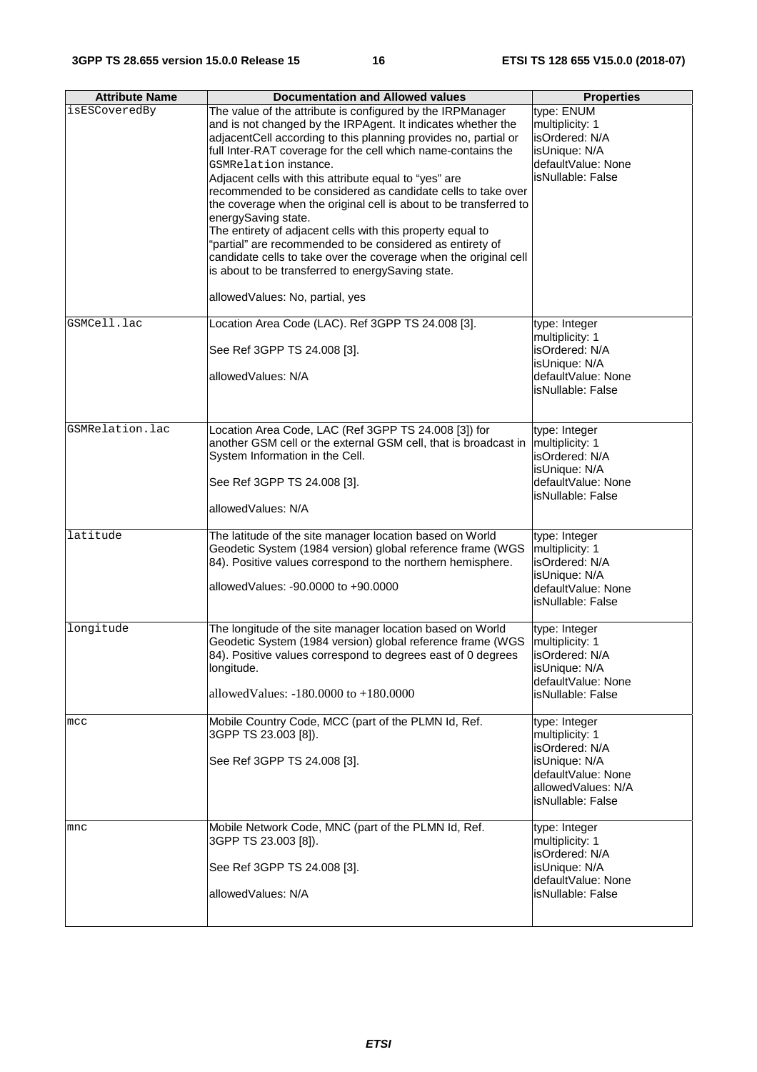| Attribute Name | Documentation and Allowed values | Properties |
|---|---|---|
| isESCoveredBy | The value of the attribute is configured by the IRPManager and is not changed by the IRPAgent. It indicates whether the adjacentCell according to this planning provides no, partial or full Inter-RAT coverage for the cell which name-contains the GSMRelation instance.<br>Adjacent cells with this attribute equal to "yes" are recommended to be considered as candidate cells to take over the coverage when the original cell is about to be transferred to energySaving state.<br>The entirety of adjacent cells with this property equal to "partial" are recommended to be considered as entirety of candidate cells to take over the coverage when the original cell is about to be transferred to energySaving state.<br><br>allowedValues: No, partial, yes | type: ENUM<br>multiplicity: 1<br>isOrdered: N/A<br>isUnique: N/A<br>defaultValue: None<br>isNullable: False |
| GSMCell.lac | Location Area Code (LAC). Ref 3GPP TS 24.008 [3].<br><br>See Ref 3GPP TS 24.008 [3].<br><br>allowedValues: N/A | type: Integer<br>multiplicity: 1<br>isOrdered: N/A<br>isUnique: N/A<br>defaultValue: None<br>isNullable: False |
| GSMRelation.lac | Location Area Code, LAC (Ref 3GPP TS 24.008 [3]) for another GSM cell or the external GSM cell, that is broadcast in System Information in the Cell.<br><br>See Ref 3GPP TS 24.008 [3].<br><br>allowedValues: N/A | type: Integer<br>multiplicity: 1<br>isOrdered: N/A<br>isUnique: N/A<br>defaultValue: None<br>isNullable: False |
| latitude | The latitude of the site manager location based on World Geodetic System (1984 version) global reference frame (WGS 84). Positive values correspond to the northern hemisphere.<br><br>allowedValues: -90.0000 to +90.0000 | type: Integer<br>multiplicity: 1<br>isOrdered: N/A<br>isUnique: N/A<br>defaultValue: None<br>isNullable: False |
| longitude | The longitude of the site manager location based on World Geodetic System (1984 version) global reference frame (WGS 84). Positive values correspond to degrees east of 0 degrees longitude.<br><br>allowedValues: -180.0000 to +180.0000 | type: Integer<br>multiplicity: 1<br>isOrdered: N/A<br>isUnique: N/A<br>defaultValue: None<br>isNullable: False |
| mcc | Mobile Country Code, MCC (part of the PLMN Id, Ref. 3GPP TS 23.003 [8]).<br><br>See Ref 3GPP TS 24.008 [3]. | type: Integer<br>multiplicity: 1<br>isOrdered: N/A<br>isUnique: N/A<br>defaultValue: None<br>allowedValues: N/A<br>isNullable: False |
| mnc | Mobile Network Code, MNC (part of the PLMN Id, Ref. 3GPP TS 23.003 [8]).<br><br>See Ref 3GPP TS 24.008 [3].<br><br>allowedValues: N/A | type: Integer<br>multiplicity: 1<br>isOrdered: N/A<br>isUnique: N/A<br>defaultValue: None<br>isNullable: False |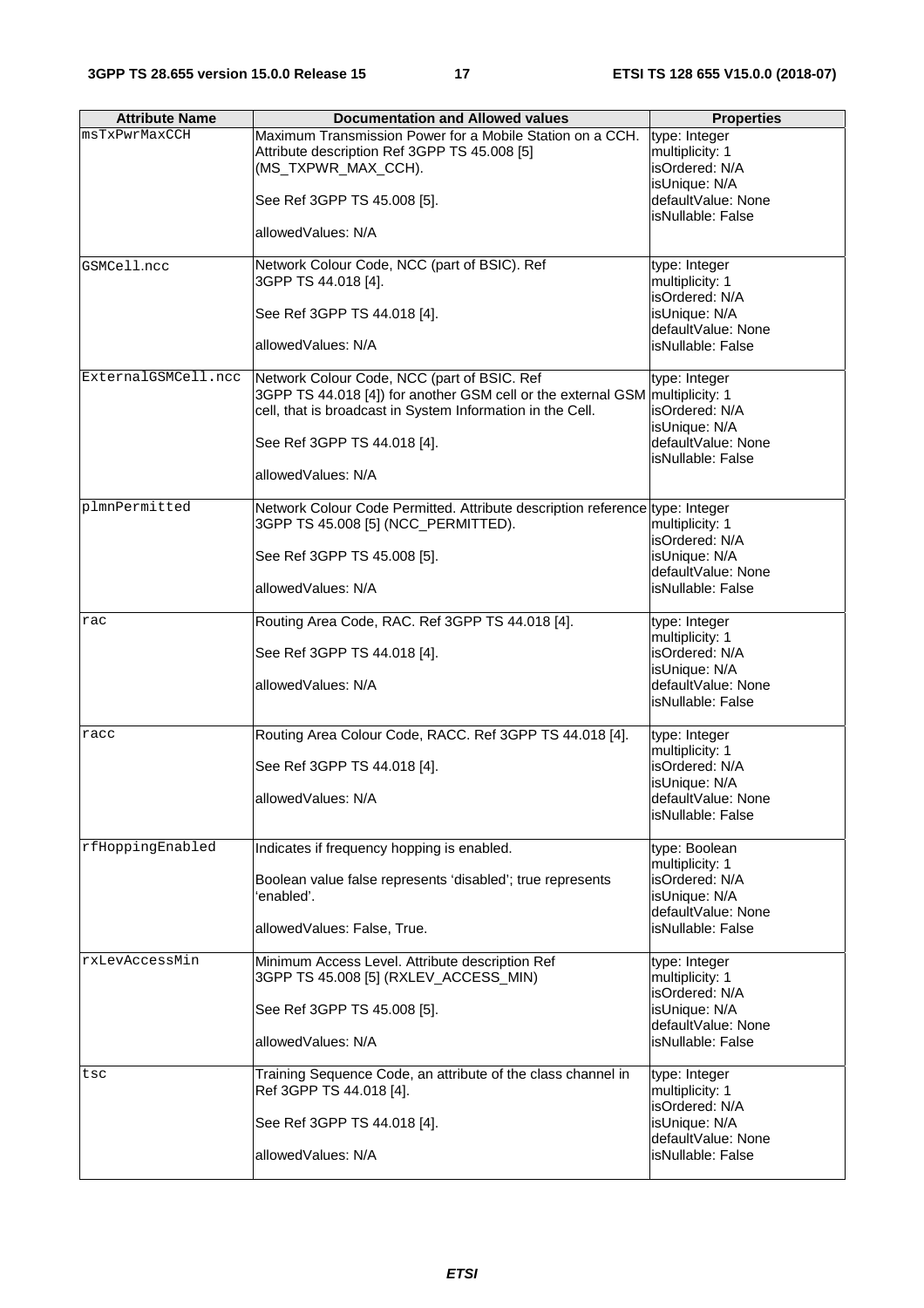| Attribute Name | Documentation and Allowed values | Properties |
|---|---|---|
| msTxPwrMaxCCH | Maximum Transmission Power for a Mobile Station on a CCH. Attribute description Ref 3GPP TS 45.008 [5] (MS_TXPWR_MAX_CCH).<br><br>See Ref 3GPP TS 45.008 [5].<br><br>allowedValues: N/A | type: Integer<br>multiplicity: 1<br>isOrdered: N/A<br>isUnique: N/A<br>defaultValue: None<br>isNullable: False |
| GSMCell.ncc | Network Colour Code, NCC (part of BSIC). Ref 3GPP TS 44.018 [4].<br><br>See Ref 3GPP TS 44.018 [4].<br><br>allowedValues: N/A | type: Integer<br>multiplicity: 1<br>isOrdered: N/A<br>isUnique: N/A<br>defaultValue: None<br>isNullable: False |
| ExternalGSMCell.ncc | Network Colour Code, NCC (part of BSIC. Ref 3GPP TS 44.018 [4]) for another GSM cell or the external GSM cell, that is broadcast in System Information in the Cell.<br><br>See Ref 3GPP TS 44.018 [4].<br><br>allowedValues: N/A | type: Integer<br>multiplicity: 1<br>isOrdered: N/A<br>isUnique: N/A<br>defaultValue: None<br>isNullable: False |
| plmnPermitted | Network Colour Code Permitted. Attribute description reference 3GPP TS 45.008 [5] (NCC_PERMITTED).<br><br>See Ref 3GPP TS 45.008 [5].<br><br>allowedValues: N/A | type: Integer<br>multiplicity: 1<br>isOrdered: N/A<br>isUnique: N/A<br>defaultValue: None<br>isNullable: False |
| rac | Routing Area Code, RAC. Ref 3GPP TS 44.018 [4].<br><br>See Ref 3GPP TS 44.018 [4].<br><br>allowedValues: N/A | type: Integer<br>multiplicity: 1<br>isOrdered: N/A<br>isUnique: N/A<br>defaultValue: None<br>isNullable: False |
| racc | Routing Area Colour Code, RACC. Ref 3GPP TS 44.018 [4].<br><br>See Ref 3GPP TS 44.018 [4].<br><br>allowedValues: N/A | type: Integer<br>multiplicity: 1<br>isOrdered: N/A<br>isUnique: N/A<br>defaultValue: None<br>isNullable: False |
| rfHoppingEnabled | Indicates if frequency hopping is enabled.<br><br>Boolean value false represents 'disabled'; true represents 'enabled'.<br><br>allowedValues: False, True. | type: Boolean<br>multiplicity: 1<br>isOrdered: N/A<br>isUnique: N/A<br>defaultValue: None<br>isNullable: False |
| rxLevAccessMin | Minimum Access Level. Attribute description Ref 3GPP TS 45.008 [5] (RXLEV_ACCESS_MIN)<br><br>See Ref 3GPP TS 45.008 [5].<br><br>allowedValues: N/A | type: Integer<br>multiplicity: 1<br>isOrdered: N/A<br>isUnique: N/A<br>defaultValue: None<br>isNullable: False |
| tsc | Training Sequence Code, an attribute of the class channel in Ref 3GPP TS 44.018 [4].<br><br>See Ref 3GPP TS 44.018 [4].<br><br>allowedValues: N/A | type: Integer<br>multiplicity: 1<br>isOrdered: N/A<br>isUnique: N/A<br>defaultValue: None<br>isNullable: False |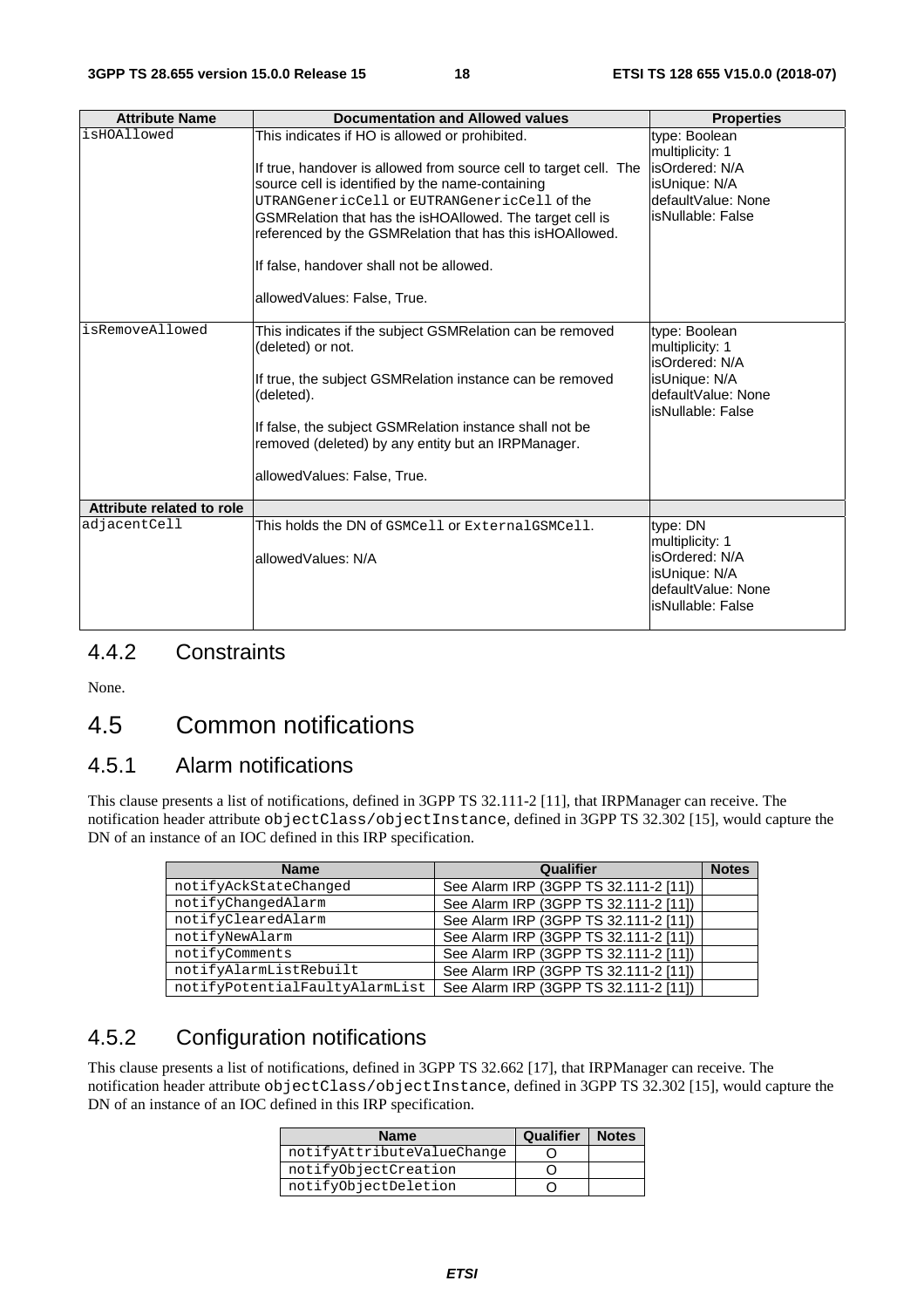| Attribute Name | Documentation and Allowed values | Properties |
|---|---|---|
| isHOAllowed | This indicates if HO is allowed or prohibited.<br><br>If true, handover is allowed from source cell to target cell. The source cell is identified by the name-containing UTRANGenericCell or EUTRANGenericCell of the GSMRelation that has the isHOAllowed. The target cell is referenced by the GSMRelation that has this isHOAllowed.<br><br>If false, handover shall not be allowed.<br><br>allowedValues: False, True. | type: Boolean<br>multiplicity: 1<br>isOrdered: N/A<br>isUnique: N/A<br>defaultValue: None<br>isNullable: False |
| isRemoveAllowed | This indicates if the subject GSMRelation can be removed (deleted) or not.<br><br>If true, the subject GSMRelation instance can be removed (deleted).<br><br>If false, the subject GSMRelation instance shall not be removed (deleted) by any entity but an IRPManager.<br><br>allowedValues: False, True. | type: Boolean<br>multiplicity: 1<br>isOrdered: N/A<br>isUnique: N/A<br>defaultValue: None<br>isNullable: False |
| **Attribute related to role** | | |
| adjacentCell | This holds the DN of GSMCell or ExternalGSMCell.<br><br>allowedValues: N/A | type: DN<br>multiplicity: 1<br>isOrdered: N/A<br>isUnique: N/A<br>defaultValue: None<br>isNullable: False |

### 4.4.2 Constraints

None.

## 4.5 Common notifications

### 4.5.1 Alarm notifications

This clause presents a list of notifications, defined in 3GPP TS 32.111-2 [11], that IRPManager can receive. The notification header attribute objectClass/objectInstance, defined in 3GPP TS 32.302 [15], would capture the DN of an instance of an IOC defined in this IRP specification.

| Name | Qualifier | Notes |
|---|---|---|
| notifyAckStateChanged | See Alarm IRP (3GPP TS 32.111-2 [11]) | |
| notifyChangedAlarm | See Alarm IRP (3GPP TS 32.111-2 [11]) | |
| notifyClearedAlarm | See Alarm IRP (3GPP TS 32.111-2 [11]) | |
| notifyNewAlarm | See Alarm IRP (3GPP TS 32.111-2 [11]) | |
| notifyComments | See Alarm IRP (3GPP TS 32.111-2 [11]) | |
| notifyAlarmListRebuilt | See Alarm IRP (3GPP TS 32.111-2 [11]) | |
| notifyPotentialFaultyAlarmList | See Alarm IRP (3GPP TS 32.111-2 [11]) | |

### 4.5.2 Configuration notifications

This clause presents a list of notifications, defined in 3GPP TS 32.662 [17], that IRPManager can receive. The notification header attribute objectClass/objectInstance, defined in 3GPP TS 32.302 [15], would capture the DN of an instance of an IOC defined in this IRP specification.

| Name | Qualifier | Notes |
|---|---|---|
| notifyAttributeValueChange | O | |
| notifyObjectCreation | O | |
| notifyObjectDeletion | O | |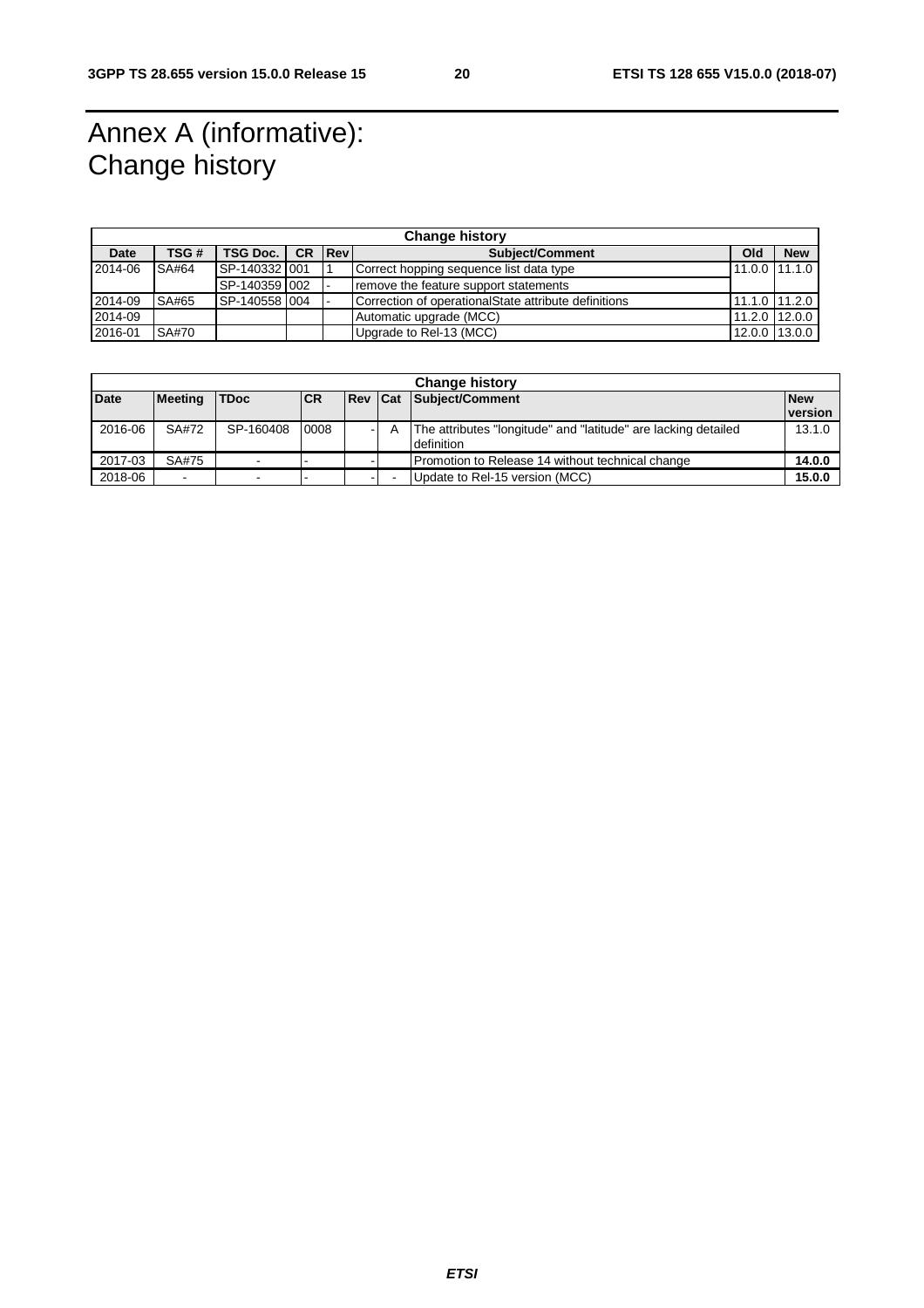# Annex A (informative): Change history

| Change history | | | | | | | |
|---|---|---|---|---|---|---|---|
| **Date** | **TSG #** | **TSG Doc.** | **CR** | **Rev** | **Subject/Comment** | **Old** | **New** |
| 2014-06 | SA#64 | SP-140332 | 001 | 1 | Correct hopping sequence list data type | 11.0.0 | 11.1.0 |
| | | SP-140359 | 002 | - | remove the feature support statements | | |
| 2014-09 | SA#65 | SP-140558 | 004 | - | Correction of operationalState attribute definitions | 11.1.0 | 11.2.0 |
| 2014-09 | | | | | Automatic upgrade (MCC) | 11.2.0 | 12.0.0 |
| 2016-01 | SA#70 | | | | Upgrade to Rel-13 (MCC) | 12.0.0 | 13.0.0 |

| Change history | | | | | | | |
|---|---|---|---|---|---|---|---|
| **Date** | **Meeting** | **TDoc** | **CR** | **Rev** | **Cat** | **Subject/Comment** | **New version** |
| 2016-06 | SA#72 | SP-160408 | 0008 | - | A | The attributes "longitude" and "latitude" are lacking detailed definition | 13.1.0 |
| 2017-03 | SA#75 | - | - | - | | Promotion to Release 14 without technical change | **14.0.0** |
| 2018-06 | - | - | - | - | - | Update to Rel-15 version (MCC) | **15.0.0** |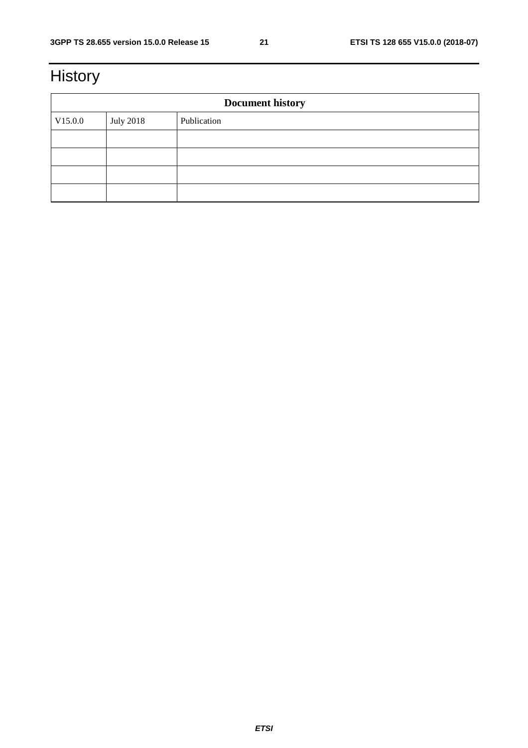# History

| Document history | | |
|---|---|---|
| V15.0.0 | July 2018 | Publication |
| | | |
| | | |
| | | |
| | | |